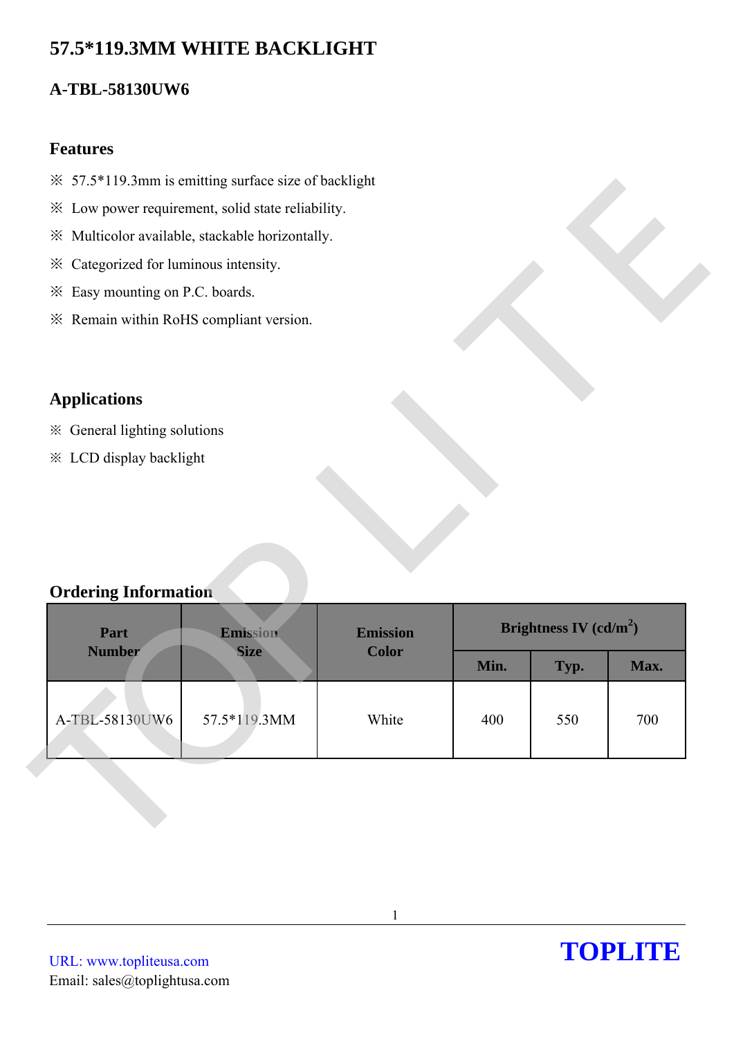# 57.5*119.3MM WHITE BACKLIGHT

## A-TBL-58130UW6

### Features

※ 57.5*119.3mm is emitting surface size of backlight

※ Low power requirement, solid state reliability.

※ Multicolor available, stackable horizontally.

※ Categorized for luminous intensity.

※ Easy mounting on P.C. boards.

※ Remain within RoHS compliant version.

### Applications

※ General lighting solutions

※ LCD display backlight

### Ordering Information

| Part Number | Emission Size | Emission Color | Brightness IV (cd/m$^2$) | | |
|---|---|---|---|---|---|
| | | | Min. | Typ. | Max. |
| A-TBL-58130UW6 | 57.5*119.3MM | White | 400 | 550 | 700 |

URL: www.topliteusa.com
Email: sales@toplightusa.com

**TOPLITE**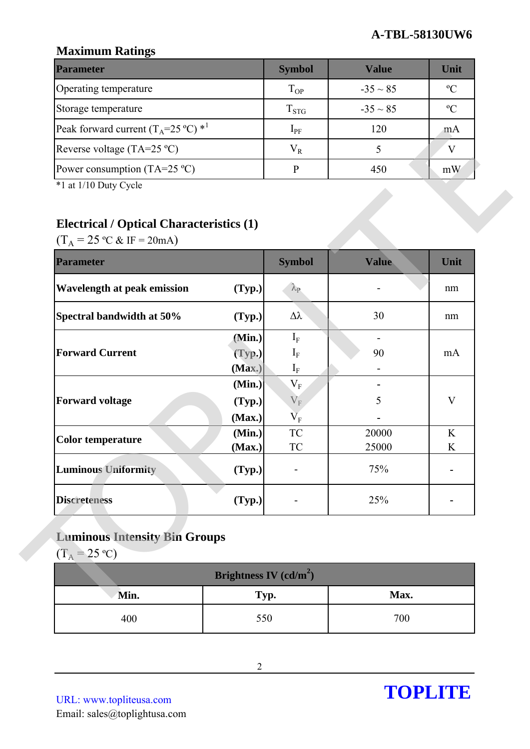## Maximum Ratings

| Parameter | Symbol | Value | Unit |
|---|---|---|---|
| Operating temperature | $T_{OP}$ | -35 ~ 85 | ºC |
| Storage temperature | $T_{STG}$ | -35 ~ 85 | ºC |
| Peak forward current ($T_A$=25 ºC) *1 | $I_{PF}$ | 120 | mA |
| Reverse voltage (TA=25 ºC) | $V_R$ | 5 | V |
| Power consumption (TA=25 ºC) | P | 450 | mW |

*1 at 1/10 Duty Cycle

## Electrical / Optical Characteristics (1)

($T_A$ = 25 ºC & IF = 20mA)

| Parameter | | Symbol | Value | Unit |
|---|---|---|---|---|
| **Wavelength at peak emission** | **(Typ.)** | $\lambda_P$ | - | nm |
| **Spectral bandwidth at 50%** | **(Typ.)** | $\Delta\lambda$ | 30 | nm |
| **Forward Current** | **(Min.)** | $I_F$ | - | mA |
| | **(Typ.)** | $I_F$ | 90 | |
| | **(Max.)** | $I_F$ | - | |
| **Forward voltage** | **(Min.)** | $V_F$ | - | V |
| | **(Typ.)** | $V_F$ | 5 | |
| | **(Max.)** | $V_F$ | - | |
| **Color temperature** | **(Min.)** | TC | 20000 | K |
| | **(Max.)** | TC | 25000 | K |
| **Luminous Uniformity** | **(Typ.)** | - | 75% | - |
| **Discreteness** | **(Typ.)** | - | 25% | - |

## Luminous Intensity Bin Groups

($T_A$ = 25 ºC)

| Brightness IV (cd/m$^2$) | | |
|---|---|---|
| **Min.** | **Typ.** | **Max.** |
| 400 | 550 | 700 |

URL: www.topliteusa.com
Email: sales@toplightusa.com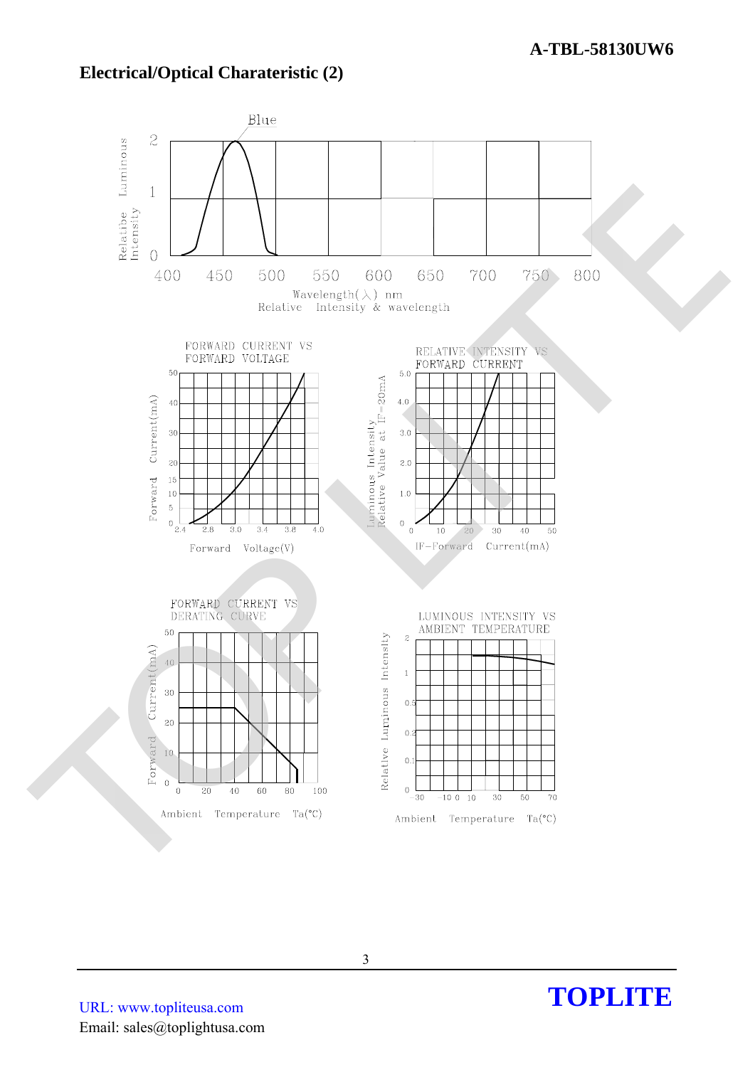## Electrical/Optical Charateristic (2)

Blue

Relatibe Intensity Luminous

Wavelength(λ) nm

Relative Intensity & wavelength

FORWARD CURRENT VS FORWARD VOLTAGE

Forward Current(mA)

Forward Voltage(V)

RELATIVE INTENSITY VS FORWARD CURRENT

Luminous Intensity Relative Value at IF=20mA

IF-Forward Current(mA)

FORWARD CURRENT VS DERATING CURVE

Forward Current(mA)

Ambient Temperature Ta(°C)

LUMINOUS INTENSITY VS AMBIENT TEMPERATURE

Relative Luminous Intensity

Ambient Temperature Ta(°C)

URL: www.topliteusa.com

Email: sales@toplightusa.com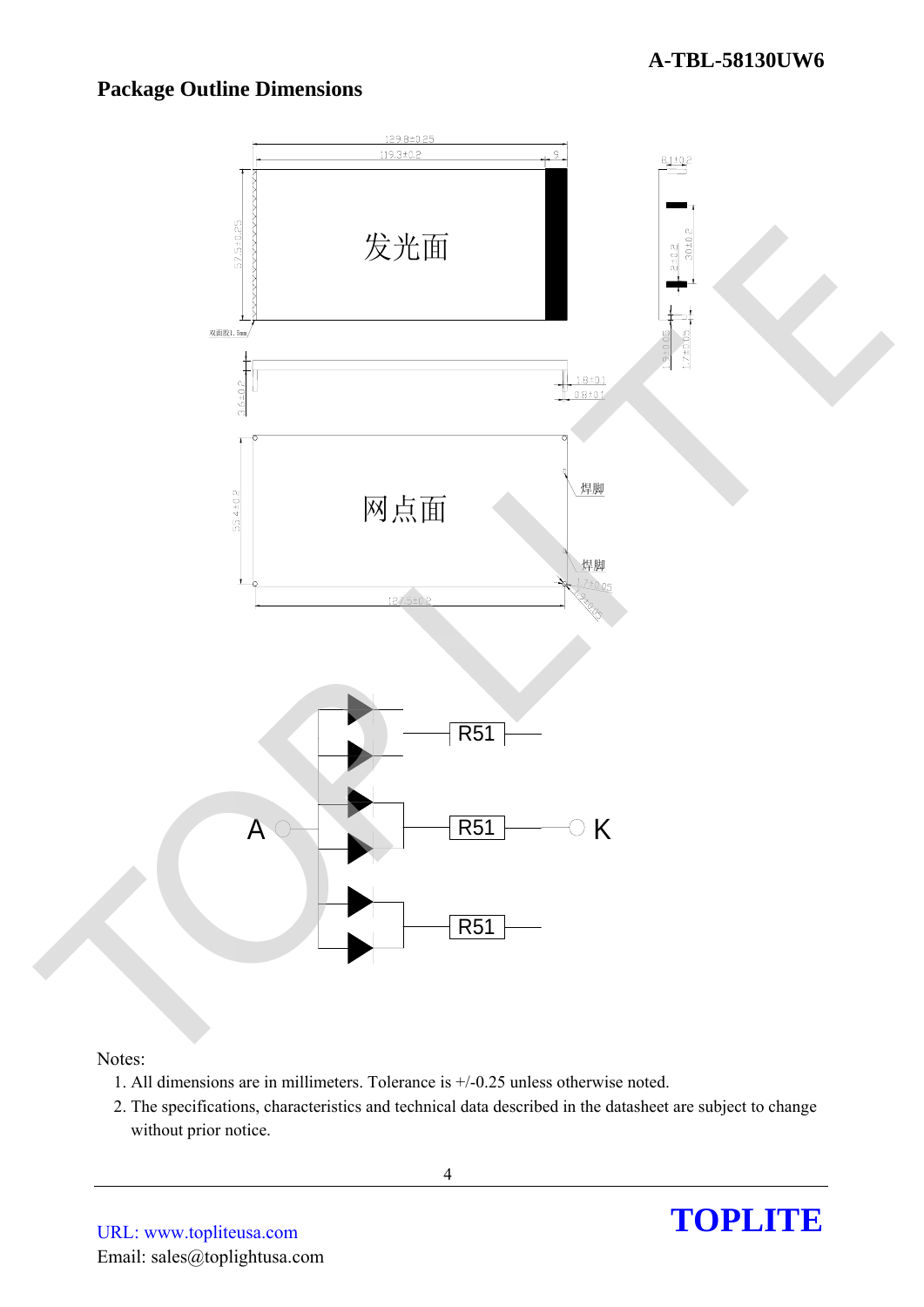## Package Outline Dimensions

Notes:

1. All dimensions are in millimeters. Tolerance is +/-0.25 unless otherwise noted.
2. The specifications, characteristics and technical data described in the datasheet are subject to change without prior notice.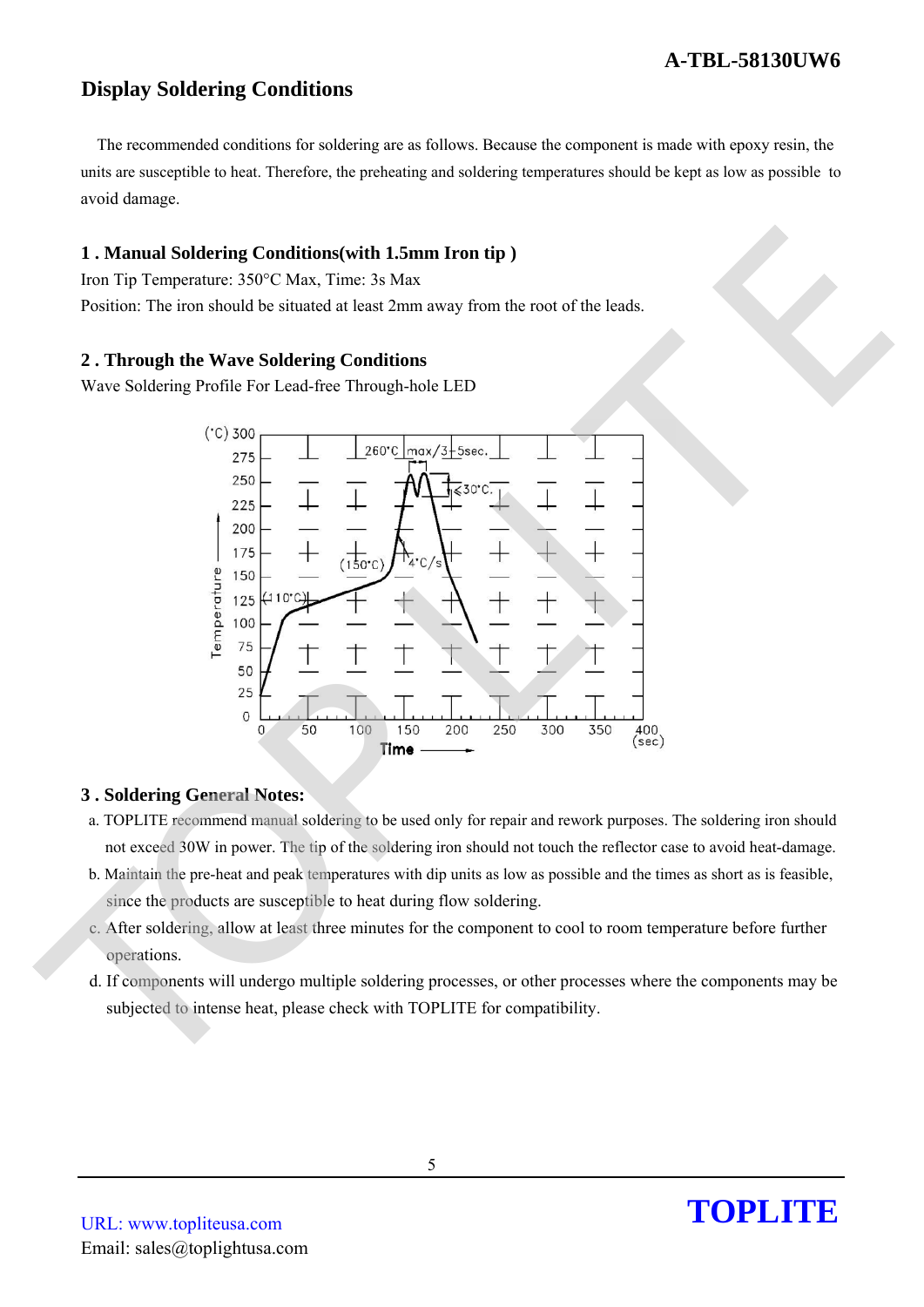## Display Soldering Conditions

The recommended conditions for soldering are as follows. Because the component is made with epoxy resin, the units are susceptible to heat. Therefore, the preheating and soldering temperatures should be kept as low as possible to avoid damage.

### 1 . Manual Soldering Conditions(with 1.5mm Iron tip )

Iron Tip Temperature: 350°C Max, Time: 3s Max

Position: The iron should be situated at least 2mm away from the root of the leads.

### 2 . Through the Wave Soldering Conditions

Wave Soldering Profile For Lead-free Through-hole LED

(°C) 300
275
250
225
200
175
150
125
100
75
50
25
0

Temperature

260°C max/3~5sec.
<30°C.
(150°C)
4°C/s
(110°C)

0 50 100 150 200 250 300 350 400 (sec)

Time

### 3 . Soldering General Notes:

a. TOPLITE recommend manual soldering to be used only for repair and rework purposes. The soldering iron should not exceed 30W in power. The tip of the soldering iron should not touch the reflector case to avoid heat-damage.

b. Maintain the pre-heat and peak temperatures with dip units as low as possible and the times as short as is feasible, since the products are susceptible to heat during flow soldering.

c. After soldering, allow at least three minutes for the component to cool to room temperature before further operations.

d. If components will undergo multiple soldering processes, or other processes where the components may be subjected to intense heat, please check with TOPLITE for compatibility.